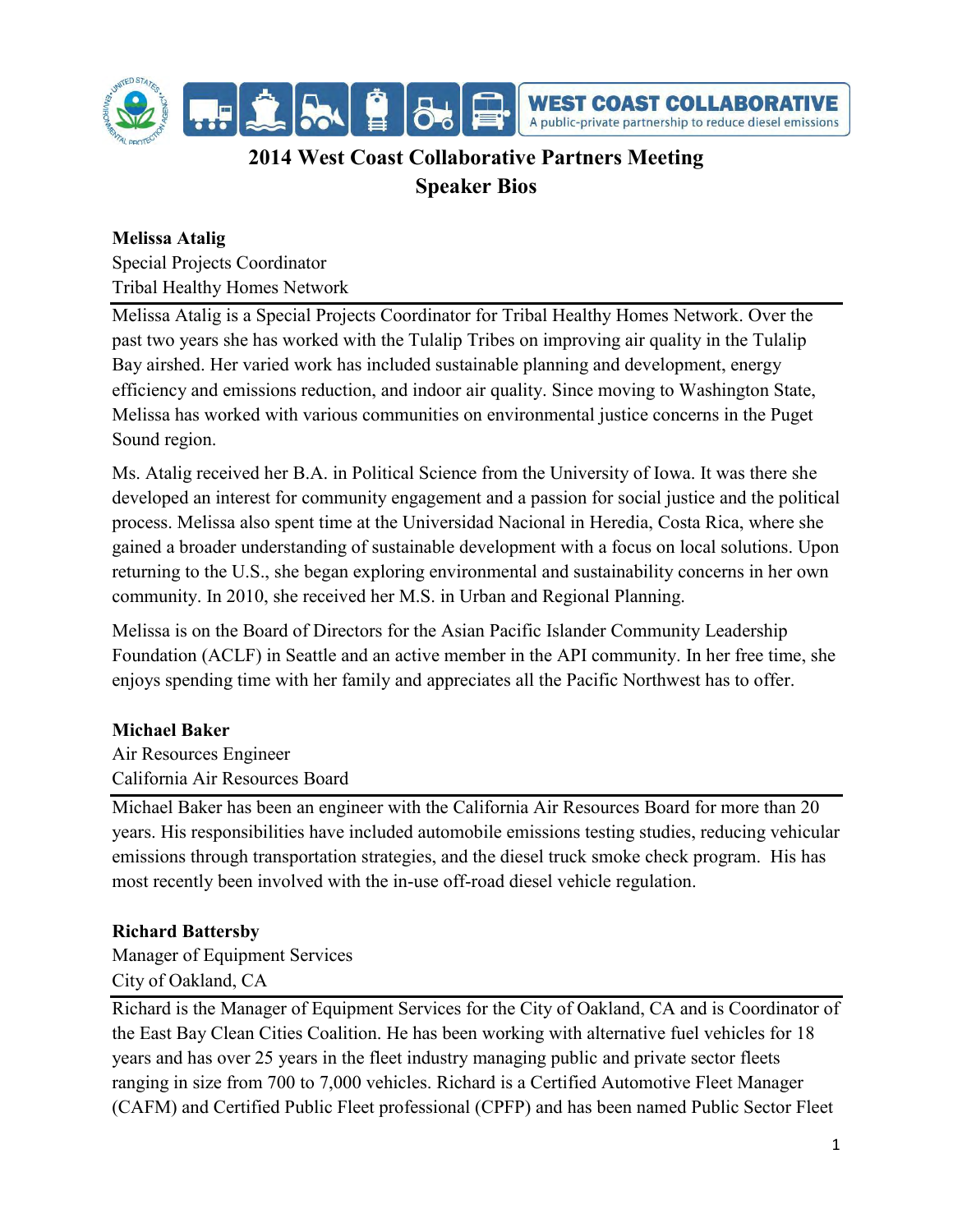WEST COAST COLLABORATIVE
A public-private partnership to reduce diesel emissions

# 2014 West Coast Collaborative Partners Meeting
## Speaker Bios

**Melissa Atalig**
Special Projects Coordinator
Tribal Healthy Homes Network

Melissa Atalig is a Special Projects Coordinator for Tribal Healthy Homes Network. Over the past two years she has worked with the Tulalip Tribes on improving air quality in the Tulalip Bay airshed. Her varied work has included sustainable planning and development, energy efficiency and emissions reduction, and indoor air quality. Since moving to Washington State, Melissa has worked with various communities on environmental justice concerns in the Puget Sound region.

Ms. Atalig received her B.A. in Political Science from the University of Iowa. It was there she developed an interest for community engagement and a passion for social justice and the political process. Melissa also spent time at the Universidad Nacional in Heredia, Costa Rica, where she gained a broader understanding of sustainable development with a focus on local solutions. Upon returning to the U.S., she began exploring environmental and sustainability concerns in her own community. In 2010, she received her M.S. in Urban and Regional Planning.

Melissa is on the Board of Directors for the Asian Pacific Islander Community Leadership Foundation (ACLF) in Seattle and an active member in the API community. In her free time, she enjoys spending time with her family and appreciates all the Pacific Northwest has to offer.

**Michael Baker**
Air Resources Engineer
California Air Resources Board

Michael Baker has been an engineer with the California Air Resources Board for more than 20 years. His responsibilities have included automobile emissions testing studies, reducing vehicular emissions through transportation strategies, and the diesel truck smoke check program. His has most recently been involved with the in-use off-road diesel vehicle regulation.

**Richard Battersby**
Manager of Equipment Services
City of Oakland, CA

Richard is the Manager of Equipment Services for the City of Oakland, CA and is Coordinator of the East Bay Clean Cities Coalition. He has been working with alternative fuel vehicles for 18 years and has over 25 years in the fleet industry managing public and private sector fleets ranging in size from 700 to 7,000 vehicles. Richard is a Certified Automotive Fleet Manager (CAFM) and Certified Public Fleet professional (CPFP) and has been named Public Sector Fleet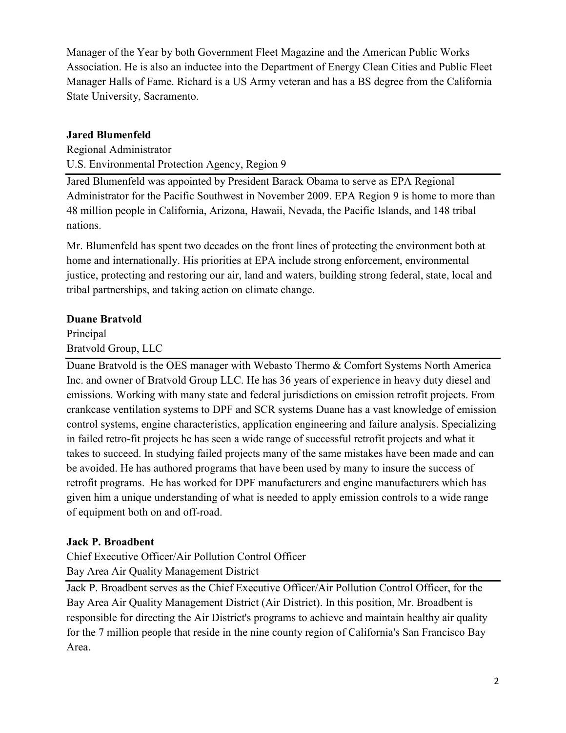Manager of the Year by both Government Fleet Magazine and the American Public Works Association. He is also an inductee into the Department of Energy Clean Cities and Public Fleet Manager Halls of Fame. Richard is a US Army veteran and has a BS degree from the California State University, Sacramento.

**Jared Blumenfeld**

Regional Administrator

U.S. Environmental Protection Agency, Region 9

Jared Blumenfeld was appointed by President Barack Obama to serve as EPA Regional Administrator for the Pacific Southwest in November 2009. EPA Region 9 is home to more than 48 million people in California, Arizona, Hawaii, Nevada, the Pacific Islands, and 148 tribal nations.

Mr. Blumenfeld has spent two decades on the front lines of protecting the environment both at home and internationally. His priorities at EPA include strong enforcement, environmental justice, protecting and restoring our air, land and waters, building strong federal, state, local and tribal partnerships, and taking action on climate change.

**Duane Bratvold**

Principal

Bratvold Group, LLC

Duane Bratvold is the OES manager with Webasto Thermo & Comfort Systems North America Inc. and owner of Bratvold Group LLC. He has 36 years of experience in heavy duty diesel and emissions. Working with many state and federal jurisdictions on emission retrofit projects. From crankcase ventilation systems to DPF and SCR systems Duane has a vast knowledge of emission control systems, engine characteristics, application engineering and failure analysis. Specializing in failed retro-fit projects he has seen a wide range of successful retrofit projects and what it takes to succeed. In studying failed projects many of the same mistakes have been made and can be avoided. He has authored programs that have been used by many to insure the success of retrofit programs. He has worked for DPF manufacturers and engine manufacturers which has given him a unique understanding of what is needed to apply emission controls to a wide range of equipment both on and off-road.

**Jack P. Broadbent**

Chief Executive Officer/Air Pollution Control Officer

Bay Area Air Quality Management District

Jack P. Broadbent serves as the Chief Executive Officer/Air Pollution Control Officer, for the Bay Area Air Quality Management District (Air District). In this position, Mr. Broadbent is responsible for directing the Air District's programs to achieve and maintain healthy air quality for the 7 million people that reside in the nine county region of California's San Francisco Bay Area.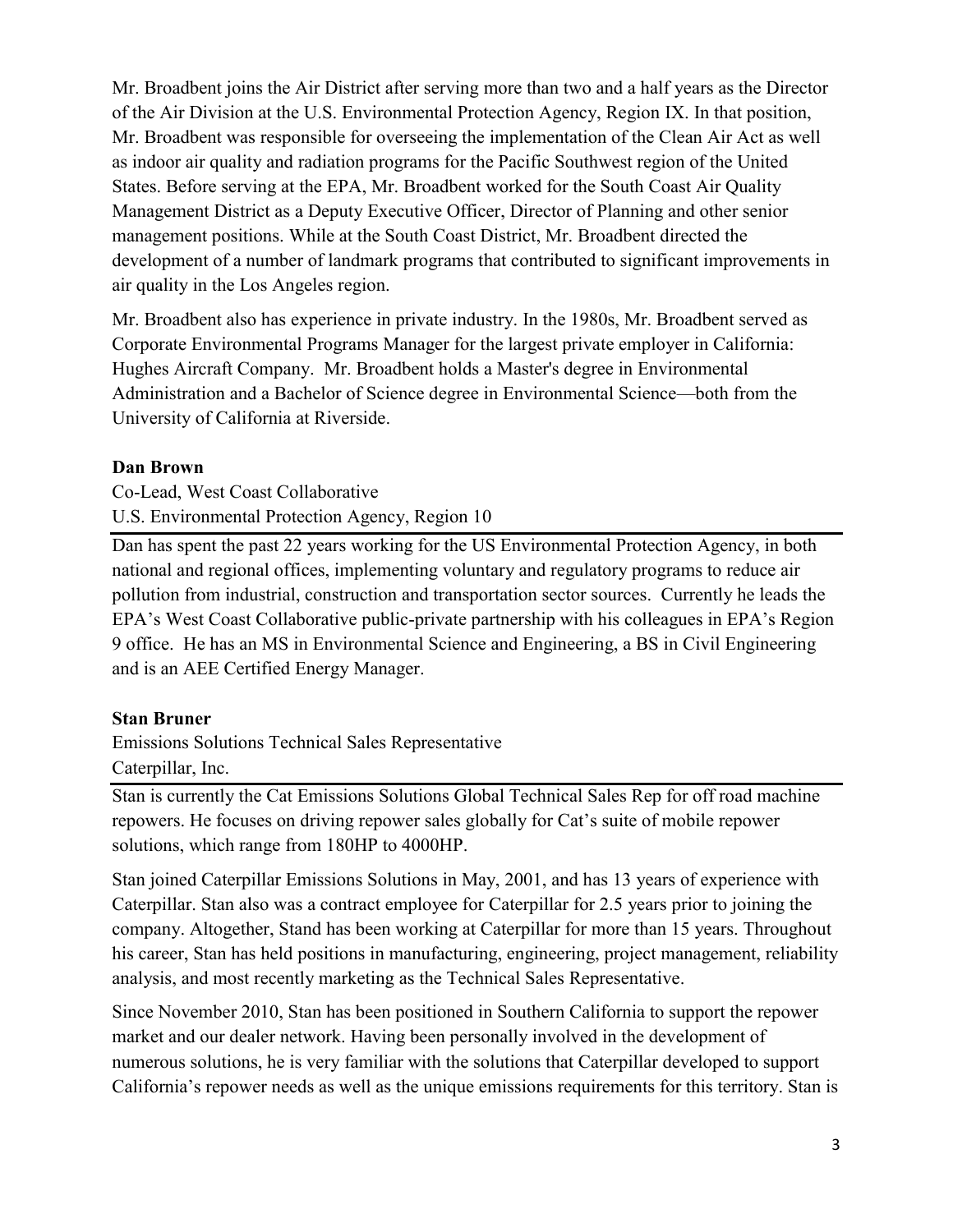Mr. Broadbent joins the Air District after serving more than two and a half years as the Director of the Air Division at the U.S. Environmental Protection Agency, Region IX. In that position, Mr. Broadbent was responsible for overseeing the implementation of the Clean Air Act as well as indoor air quality and radiation programs for the Pacific Southwest region of the United States. Before serving at the EPA, Mr. Broadbent worked for the South Coast Air Quality Management District as a Deputy Executive Officer, Director of Planning and other senior management positions. While at the South Coast District, Mr. Broadbent directed the development of a number of landmark programs that contributed to significant improvements in air quality in the Los Angeles region.

Mr. Broadbent also has experience in private industry. In the 1980s, Mr. Broadbent served as Corporate Environmental Programs Manager for the largest private employer in California: Hughes Aircraft Company. Mr. Broadbent holds a Master's degree in Environmental Administration and a Bachelor of Science degree in Environmental Science—both from the University of California at Riverside.

**Dan Brown**

Co-Lead, West Coast Collaborative
U.S. Environmental Protection Agency, Region 10

Dan has spent the past 22 years working for the US Environmental Protection Agency, in both national and regional offices, implementing voluntary and regulatory programs to reduce air pollution from industrial, construction and transportation sector sources. Currently he leads the EPA's West Coast Collaborative public-private partnership with his colleagues in EPA's Region 9 office. He has an MS in Environmental Science and Engineering, a BS in Civil Engineering and is an AEE Certified Energy Manager.

**Stan Bruner**

Emissions Solutions Technical Sales Representative
Caterpillar, Inc.

Stan is currently the Cat Emissions Solutions Global Technical Sales Rep for off road machine repowers. He focuses on driving repower sales globally for Cat's suite of mobile repower solutions, which range from 180HP to 4000HP.

Stan joined Caterpillar Emissions Solutions in May, 2001, and has 13 years of experience with Caterpillar. Stan also was a contract employee for Caterpillar for 2.5 years prior to joining the company. Altogether, Stand has been working at Caterpillar for more than 15 years. Throughout his career, Stan has held positions in manufacturing, engineering, project management, reliability analysis, and most recently marketing as the Technical Sales Representative.

Since November 2010, Stan has been positioned in Southern California to support the repower market and our dealer network. Having been personally involved in the development of numerous solutions, he is very familiar with the solutions that Caterpillar developed to support California's repower needs as well as the unique emissions requirements for this territory. Stan is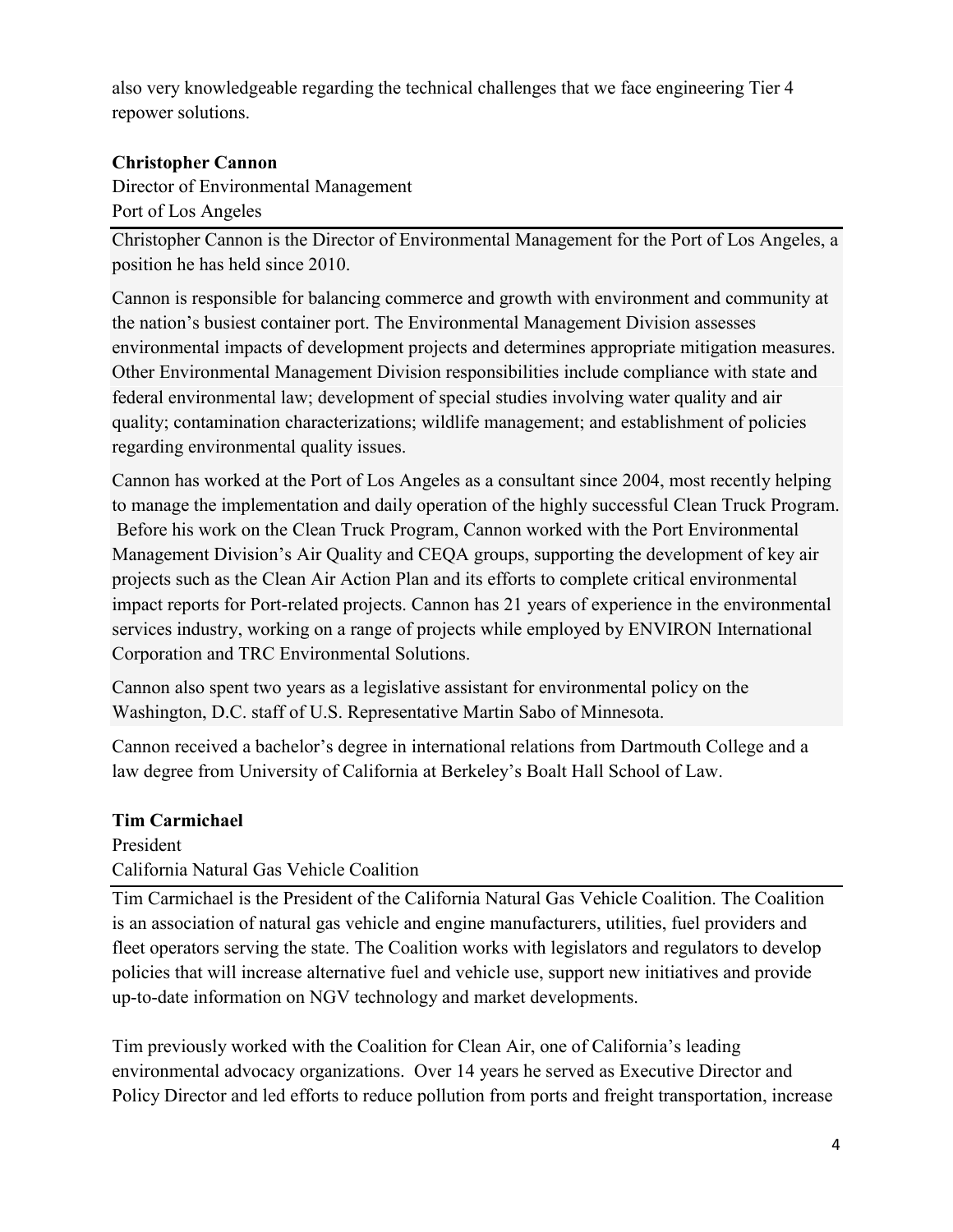also very knowledgeable regarding the technical challenges that we face engineering Tier 4 repower solutions.

**Christopher Cannon**

Director of Environmental Management

Port of Los Angeles

Christopher Cannon is the Director of Environmental Management for the Port of Los Angeles, a position he has held since 2010.

Cannon is responsible for balancing commerce and growth with environment and community at the nation's busiest container port. The Environmental Management Division assesses environmental impacts of development projects and determines appropriate mitigation measures. Other Environmental Management Division responsibilities include compliance with state and federal environmental law; development of special studies involving water quality and air quality; contamination characterizations; wildlife management; and establishment of policies regarding environmental quality issues.

Cannon has worked at the Port of Los Angeles as a consultant since 2004, most recently helping to manage the implementation and daily operation of the highly successful Clean Truck Program. Before his work on the Clean Truck Program, Cannon worked with the Port Environmental Management Division's Air Quality and CEQA groups, supporting the development of key air projects such as the Clean Air Action Plan and its efforts to complete critical environmental impact reports for Port-related projects. Cannon has 21 years of experience in the environmental services industry, working on a range of projects while employed by ENVIRON International Corporation and TRC Environmental Solutions.

Cannon also spent two years as a legislative assistant for environmental policy on the Washington, D.C. staff of U.S. Representative Martin Sabo of Minnesota.

Cannon received a bachelor's degree in international relations from Dartmouth College and a law degree from University of California at Berkeley's Boalt Hall School of Law.

**Tim Carmichael**

President

California Natural Gas Vehicle Coalition

Tim Carmichael is the President of the California Natural Gas Vehicle Coalition. The Coalition is an association of natural gas vehicle and engine manufacturers, utilities, fuel providers and fleet operators serving the state. The Coalition works with legislators and regulators to develop policies that will increase alternative fuel and vehicle use, support new initiatives and provide up-to-date information on NGV technology and market developments.

Tim previously worked with the Coalition for Clean Air, one of California's leading environmental advocacy organizations. Over 14 years he served as Executive Director and Policy Director and led efforts to reduce pollution from ports and freight transportation, increase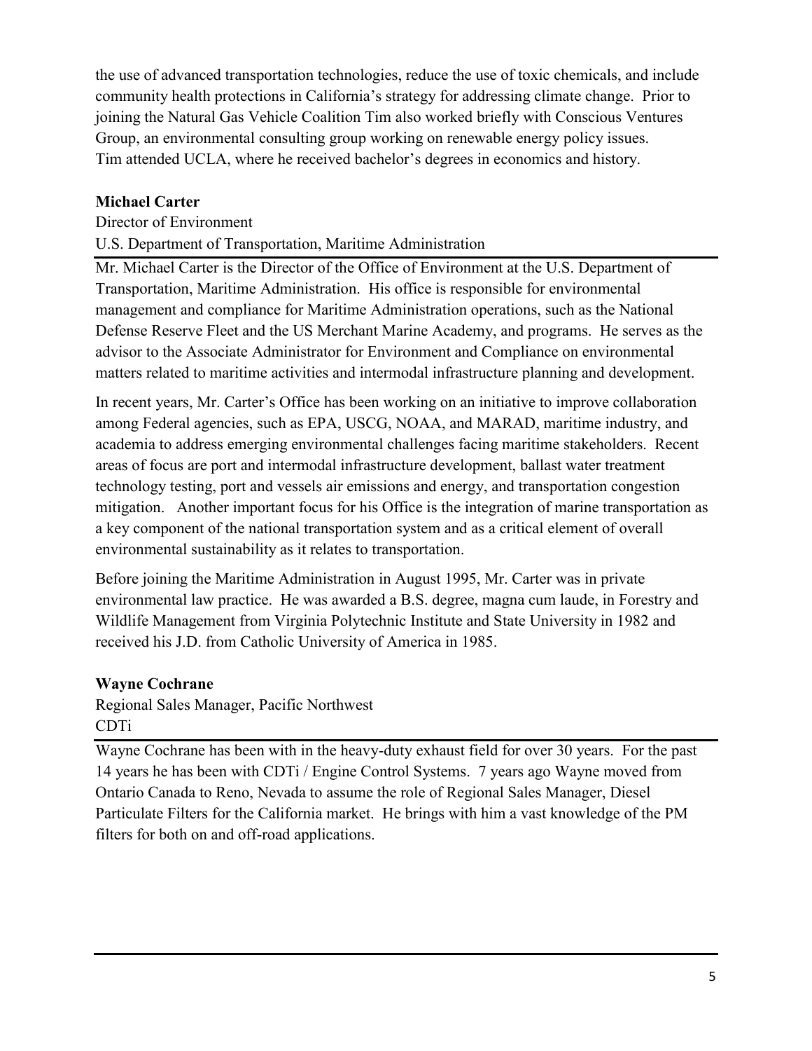the use of advanced transportation technologies, reduce the use of toxic chemicals, and include community health protections in California's strategy for addressing climate change. Prior to joining the Natural Gas Vehicle Coalition Tim also worked briefly with Conscious Ventures Group, an environmental consulting group working on renewable energy policy issues. Tim attended UCLA, where he received bachelor's degrees in economics and history.

**Michael Carter**

Director of Environment

U.S. Department of Transportation, Maritime Administration

Mr. Michael Carter is the Director of the Office of Environment at the U.S. Department of Transportation, Maritime Administration. His office is responsible for environmental management and compliance for Maritime Administration operations, such as the National Defense Reserve Fleet and the US Merchant Marine Academy, and programs. He serves as the advisor to the Associate Administrator for Environment and Compliance on environmental matters related to maritime activities and intermodal infrastructure planning and development.

In recent years, Mr. Carter's Office has been working on an initiative to improve collaboration among Federal agencies, such as EPA, USCG, NOAA, and MARAD, maritime industry, and academia to address emerging environmental challenges facing maritime stakeholders. Recent areas of focus are port and intermodal infrastructure development, ballast water treatment technology testing, port and vessels air emissions and energy, and transportation congestion mitigation. Another important focus for his Office is the integration of marine transportation as a key component of the national transportation system and as a critical element of overall environmental sustainability as it relates to transportation.

Before joining the Maritime Administration in August 1995, Mr. Carter was in private environmental law practice. He was awarded a B.S. degree, magna cum laude, in Forestry and Wildlife Management from Virginia Polytechnic Institute and State University in 1982 and received his J.D. from Catholic University of America in 1985.

**Wayne Cochrane**

Regional Sales Manager, Pacific Northwest

CDTi

Wayne Cochrane has been with in the heavy-duty exhaust field for over 30 years. For the past 14 years he has been with CDTi / Engine Control Systems. 7 years ago Wayne moved from Ontario Canada to Reno, Nevada to assume the role of Regional Sales Manager, Diesel Particulate Filters for the California market. He brings with him a vast knowledge of the PM filters for both on and off-road applications.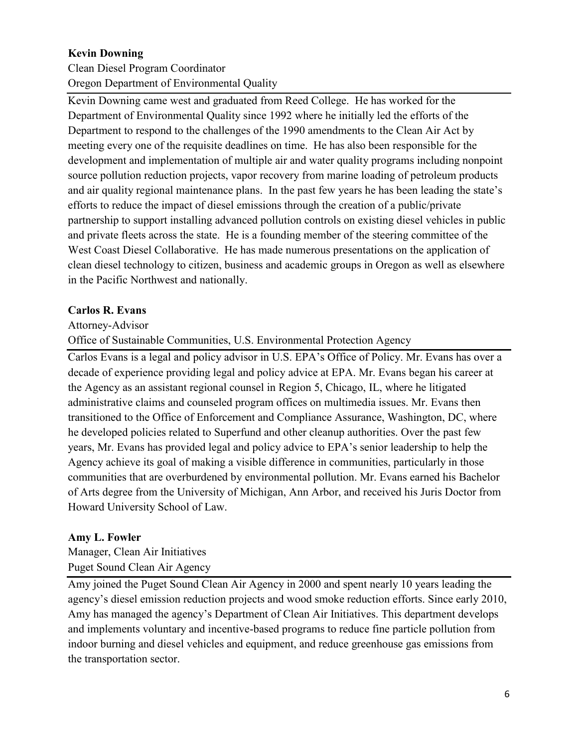**Kevin Downing**

Clean Diesel Program Coordinator
Oregon Department of Environmental Quality

---

Kevin Downing came west and graduated from Reed College. He has worked for the Department of Environmental Quality since 1992 where he initially led the efforts of the Department to respond to the challenges of the 1990 amendments to the Clean Air Act by meeting every one of the requisite deadlines on time. He has also been responsible for the development and implementation of multiple air and water quality programs including nonpoint source pollution reduction projects, vapor recovery from marine loading of petroleum products and air quality regional maintenance plans. In the past few years he has been leading the state's efforts to reduce the impact of diesel emissions through the creation of a public/private partnership to support installing advanced pollution controls on existing diesel vehicles in public and private fleets across the state. He is a founding member of the steering committee of the West Coast Diesel Collaborative. He has made numerous presentations on the application of clean diesel technology to citizen, business and academic groups in Oregon as well as elsewhere in the Pacific Northwest and nationally.

**Carlos R. Evans**

Attorney-Advisor
Office of Sustainable Communities, U.S. Environmental Protection Agency

---

Carlos Evans is a legal and policy advisor in U.S. EPA's Office of Policy. Mr. Evans has over a decade of experience providing legal and policy advice at EPA. Mr. Evans began his career at the Agency as an assistant regional counsel in Region 5, Chicago, IL, where he litigated administrative claims and counseled program offices on multimedia issues. Mr. Evans then transitioned to the Office of Enforcement and Compliance Assurance, Washington, DC, where he developed policies related to Superfund and other cleanup authorities. Over the past few years, Mr. Evans has provided legal and policy advice to EPA's senior leadership to help the Agency achieve its goal of making a visible difference in communities, particularly in those communities that are overburdened by environmental pollution. Mr. Evans earned his Bachelor of Arts degree from the University of Michigan, Ann Arbor, and received his Juris Doctor from Howard University School of Law.

**Amy L. Fowler**

Manager, Clean Air Initiatives
Puget Sound Clean Air Agency

---

Amy joined the Puget Sound Clean Air Agency in 2000 and spent nearly 10 years leading the agency's diesel emission reduction projects and wood smoke reduction efforts. Since early 2010, Amy has managed the agency's Department of Clean Air Initiatives. This department develops and implements voluntary and incentive-based programs to reduce fine particle pollution from indoor burning and diesel vehicles and equipment, and reduce greenhouse gas emissions from the transportation sector.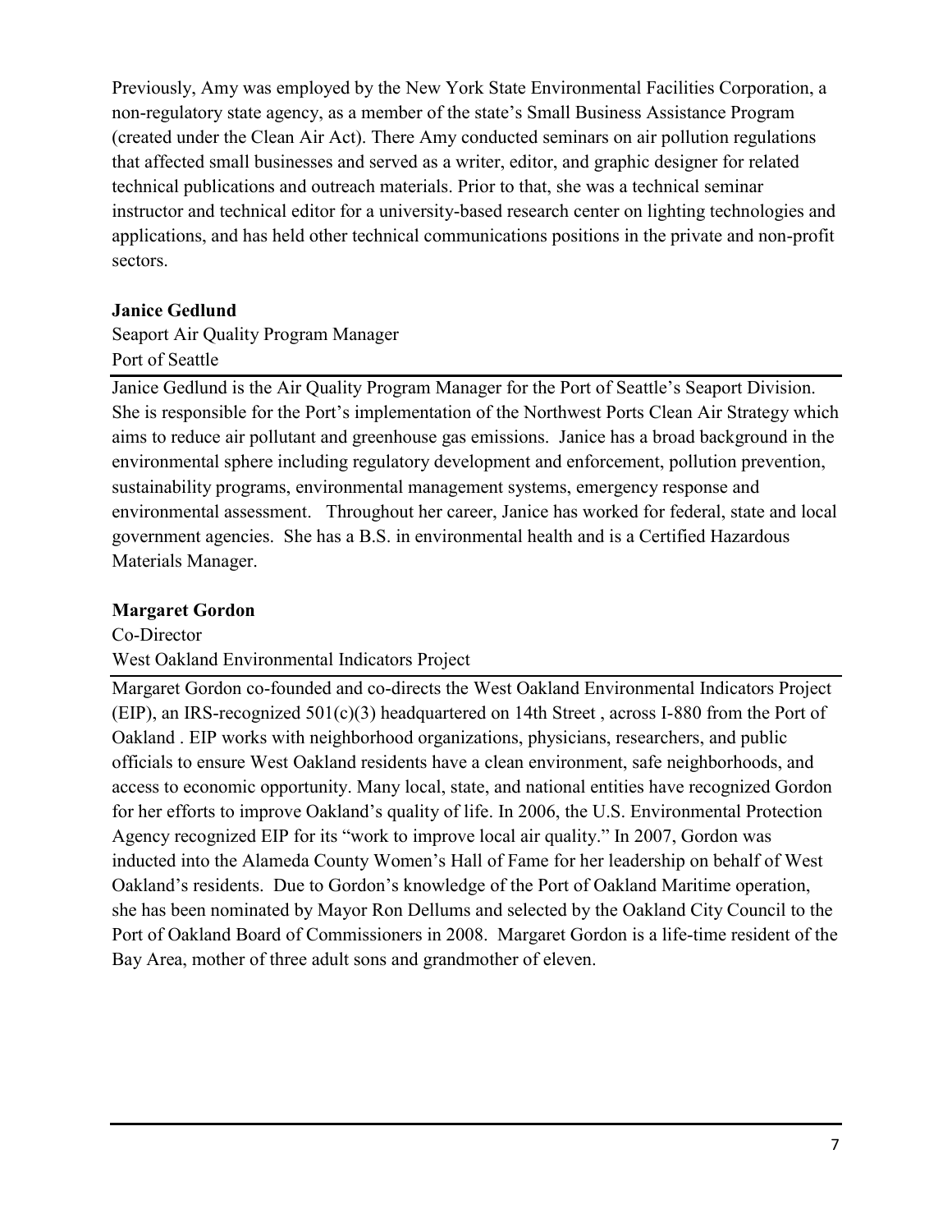Previously, Amy was employed by the New York State Environmental Facilities Corporation, a non-regulatory state agency, as a member of the state's Small Business Assistance Program (created under the Clean Air Act). There Amy conducted seminars on air pollution regulations that affected small businesses and served as a writer, editor, and graphic designer for related technical publications and outreach materials. Prior to that, she was a technical seminar instructor and technical editor for a university-based research center on lighting technologies and applications, and has held other technical communications positions in the private and non-profit sectors.

**Janice Gedlund**

Seaport Air Quality Program Manager
Port of Seattle

Janice Gedlund is the Air Quality Program Manager for the Port of Seattle's Seaport Division. She is responsible for the Port's implementation of the Northwest Ports Clean Air Strategy which aims to reduce air pollutant and greenhouse gas emissions. Janice has a broad background in the environmental sphere including regulatory development and enforcement, pollution prevention, sustainability programs, environmental management systems, emergency response and environmental assessment. Throughout her career, Janice has worked for federal, state and local government agencies. She has a B.S. in environmental health and is a Certified Hazardous Materials Manager.

**Margaret Gordon**

Co-Director
West Oakland Environmental Indicators Project

Margaret Gordon co-founded and co-directs the West Oakland Environmental Indicators Project (EIP), an IRS-recognized 501(c)(3) headquartered on 14th Street , across I-880 from the Port of Oakland . EIP works with neighborhood organizations, physicians, researchers, and public officials to ensure West Oakland residents have a clean environment, safe neighborhoods, and access to economic opportunity. Many local, state, and national entities have recognized Gordon for her efforts to improve Oakland's quality of life. In 2006, the U.S. Environmental Protection Agency recognized EIP for its "work to improve local air quality." In 2007, Gordon was inducted into the Alameda County Women's Hall of Fame for her leadership on behalf of West Oakland's residents. Due to Gordon's knowledge of the Port of Oakland Maritime operation, she has been nominated by Mayor Ron Dellums and selected by the Oakland City Council to the Port of Oakland Board of Commissioners in 2008. Margaret Gordon is a life-time resident of the Bay Area, mother of three adult sons and grandmother of eleven.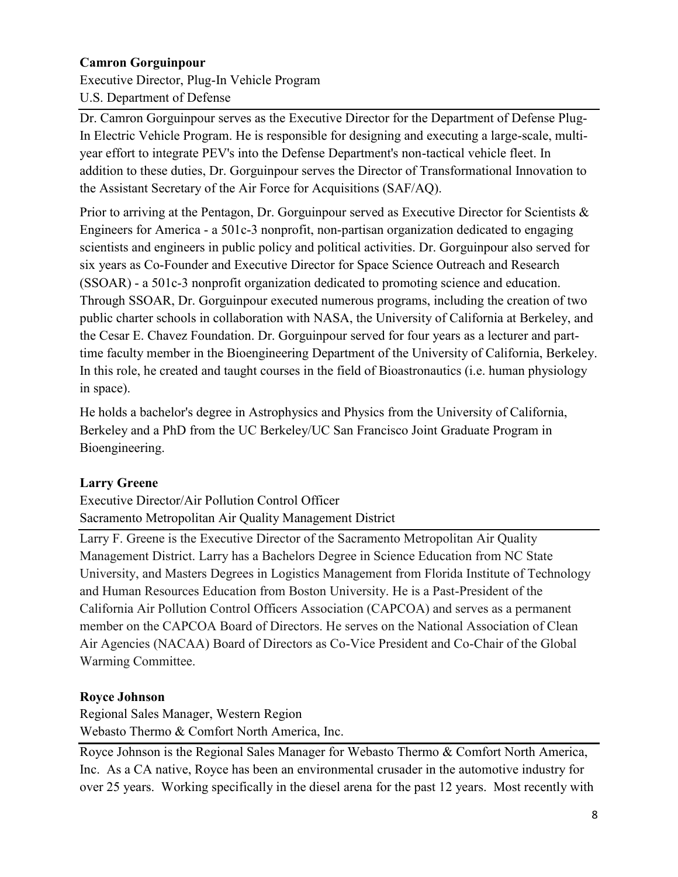**Camron Gorguinpour**

Executive Director, Plug-In Vehicle Program
U.S. Department of Defense

---

Dr. Camron Gorguinpour serves as the Executive Director for the Department of Defense Plug-In Electric Vehicle Program. He is responsible for designing and executing a large-scale, multi-year effort to integrate PEV's into the Defense Department's non-tactical vehicle fleet. In addition to these duties, Dr. Gorguinpour serves the Director of Transformational Innovation to the Assistant Secretary of the Air Force for Acquisitions (SAF/AQ).

Prior to arriving at the Pentagon, Dr. Gorguinpour served as Executive Director for Scientists & Engineers for America - a 501c-3 nonprofit, non-partisan organization dedicated to engaging scientists and engineers in public policy and political activities. Dr. Gorguinpour also served for six years as Co-Founder and Executive Director for Space Science Outreach and Research (SSOAR) - a 501c-3 nonprofit organization dedicated to promoting science and education. Through SSOAR, Dr. Gorguinpour executed numerous programs, including the creation of two public charter schools in collaboration with NASA, the University of California at Berkeley, and the Cesar E. Chavez Foundation. Dr. Gorguinpour served for four years as a lecturer and part-time faculty member in the Bioengineering Department of the University of California, Berkeley. In this role, he created and taught courses in the field of Bioastronautics (i.e. human physiology in space).

He holds a bachelor's degree in Astrophysics and Physics from the University of California, Berkeley and a PhD from the UC Berkeley/UC San Francisco Joint Graduate Program in Bioengineering.

**Larry Greene**

Executive Director/Air Pollution Control Officer
Sacramento Metropolitan Air Quality Management District

---

Larry F. Greene is the Executive Director of the Sacramento Metropolitan Air Quality Management District. Larry has a Bachelors Degree in Science Education from NC State University, and Masters Degrees in Logistics Management from Florida Institute of Technology and Human Resources Education from Boston University. He is a Past-President of the California Air Pollution Control Officers Association (CAPCOA) and serves as a permanent member on the CAPCOA Board of Directors. He serves on the National Association of Clean Air Agencies (NACAA) Board of Directors as Co-Vice President and Co-Chair of the Global Warming Committee.

**Royce Johnson**

Regional Sales Manager, Western Region
Webasto Thermo & Comfort North America, Inc.

---

Royce Johnson is the Regional Sales Manager for Webasto Thermo & Comfort North America, Inc. As a CA native, Royce has been an environmental crusader in the automotive industry for over 25 years. Working specifically in the diesel arena for the past 12 years. Most recently with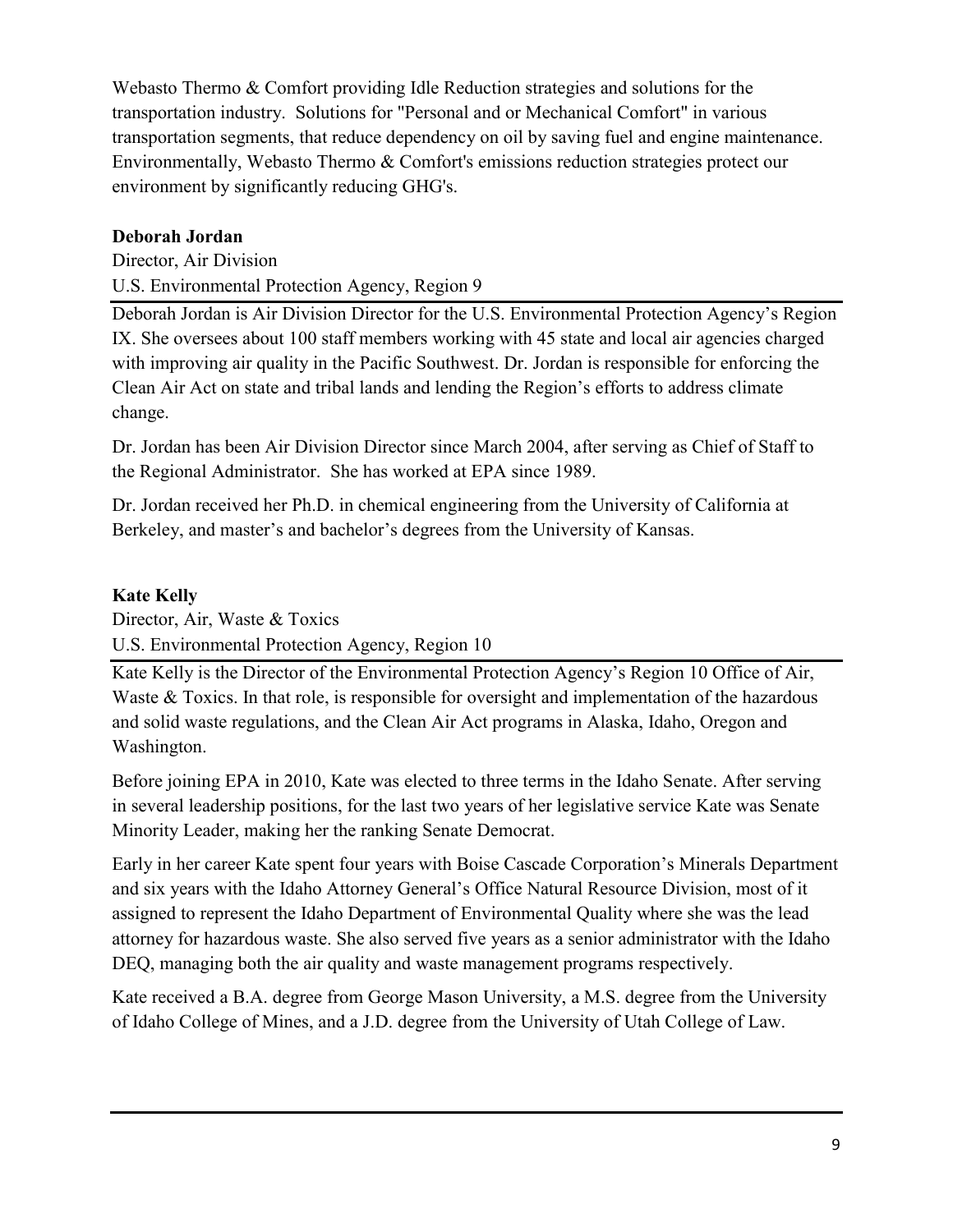Webasto Thermo & Comfort providing Idle Reduction strategies and solutions for the transportation industry. Solutions for "Personal and or Mechanical Comfort" in various transportation segments, that reduce dependency on oil by saving fuel and engine maintenance. Environmentally, Webasto Thermo & Comfort's emissions reduction strategies protect our environment by significantly reducing GHG's.

**Deborah Jordan**

Director, Air Division

U.S. Environmental Protection Agency, Region 9

Deborah Jordan is Air Division Director for the U.S. Environmental Protection Agency's Region IX. She oversees about 100 staff members working with 45 state and local air agencies charged with improving air quality in the Pacific Southwest. Dr. Jordan is responsible for enforcing the Clean Air Act on state and tribal lands and lending the Region's efforts to address climate change.

Dr. Jordan has been Air Division Director since March 2004, after serving as Chief of Staff to the Regional Administrator. She has worked at EPA since 1989.

Dr. Jordan received her Ph.D. in chemical engineering from the University of California at Berkeley, and master's and bachelor's degrees from the University of Kansas.

**Kate Kelly**

Director, Air, Waste & Toxics

U.S. Environmental Protection Agency, Region 10

Kate Kelly is the Director of the Environmental Protection Agency's Region 10 Office of Air, Waste & Toxics. In that role, is responsible for oversight and implementation of the hazardous and solid waste regulations, and the Clean Air Act programs in Alaska, Idaho, Oregon and Washington.

Before joining EPA in 2010, Kate was elected to three terms in the Idaho Senate. After serving in several leadership positions, for the last two years of her legislative service Kate was Senate Minority Leader, making her the ranking Senate Democrat.

Early in her career Kate spent four years with Boise Cascade Corporation's Minerals Department and six years with the Idaho Attorney General's Office Natural Resource Division, most of it assigned to represent the Idaho Department of Environmental Quality where she was the lead attorney for hazardous waste. She also served five years as a senior administrator with the Idaho DEQ, managing both the air quality and waste management programs respectively.

Kate received a B.A. degree from George Mason University, a M.S. degree from the University of Idaho College of Mines, and a J.D. degree from the University of Utah College of Law.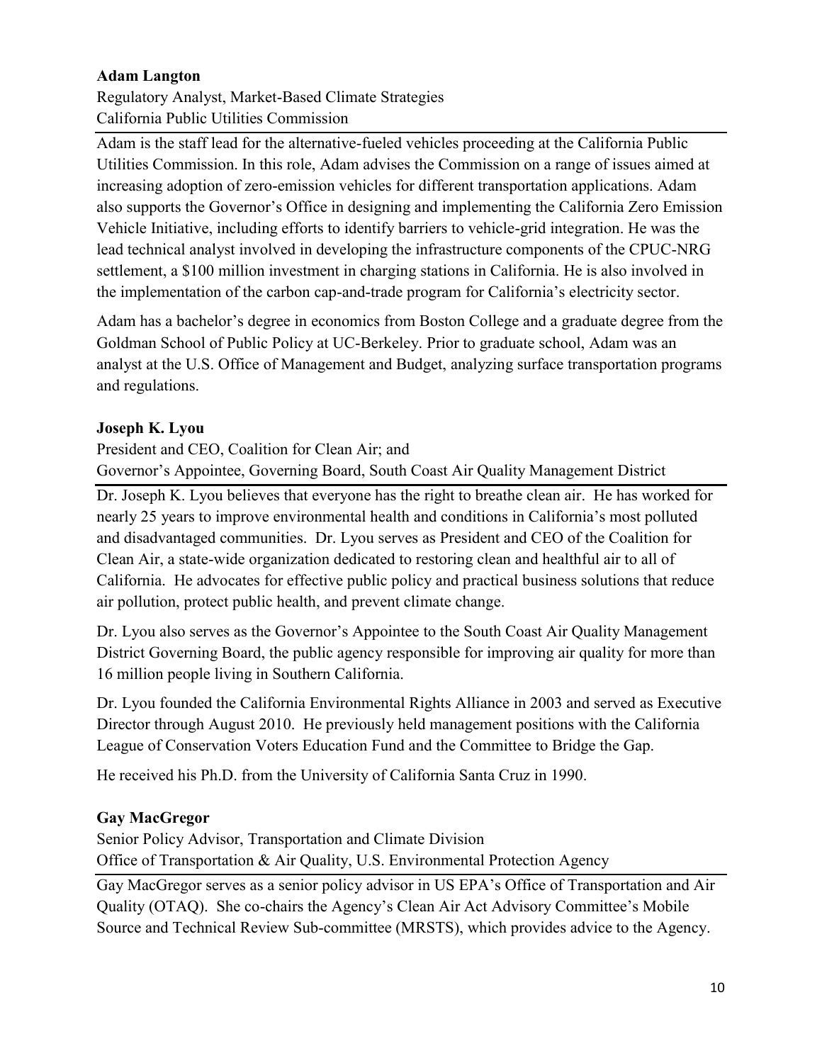**Adam Langton**

Regulatory Analyst, Market-Based Climate Strategies
California Public Utilities Commission

Adam is the staff lead for the alternative-fueled vehicles proceeding at the California Public Utilities Commission. In this role, Adam advises the Commission on a range of issues aimed at increasing adoption of zero-emission vehicles for different transportation applications. Adam also supports the Governor's Office in designing and implementing the California Zero Emission Vehicle Initiative, including efforts to identify barriers to vehicle-grid integration. He was the lead technical analyst involved in developing the infrastructure components of the CPUC-NRG settlement, a $100 million investment in charging stations in California. He is also involved in the implementation of the carbon cap-and-trade program for California's electricity sector.

Adam has a bachelor's degree in economics from Boston College and a graduate degree from the Goldman School of Public Policy at UC-Berkeley. Prior to graduate school, Adam was an analyst at the U.S. Office of Management and Budget, analyzing surface transportation programs and regulations.

**Joseph K. Lyou**

President and CEO, Coalition for Clean Air; and
Governor's Appointee, Governing Board, South Coast Air Quality Management District

Dr. Joseph K. Lyou believes that everyone has the right to breathe clean air. He has worked for nearly 25 years to improve environmental health and conditions in California's most polluted and disadvantaged communities. Dr. Lyou serves as President and CEO of the Coalition for Clean Air, a state-wide organization dedicated to restoring clean and healthful air to all of California. He advocates for effective public policy and practical business solutions that reduce air pollution, protect public health, and prevent climate change.

Dr. Lyou also serves as the Governor's Appointee to the South Coast Air Quality Management District Governing Board, the public agency responsible for improving air quality for more than 16 million people living in Southern California.

Dr. Lyou founded the California Environmental Rights Alliance in 2003 and served as Executive Director through August 2010. He previously held management positions with the California League of Conservation Voters Education Fund and the Committee to Bridge the Gap.

He received his Ph.D. from the University of California Santa Cruz in 1990.

**Gay MacGregor**

Senior Policy Advisor, Transportation and Climate Division
Office of Transportation & Air Quality, U.S. Environmental Protection Agency

Gay MacGregor serves as a senior policy advisor in US EPA's Office of Transportation and Air Quality (OTAQ). She co-chairs the Agency's Clean Air Act Advisory Committee's Mobile Source and Technical Review Sub-committee (MRSTS), which provides advice to the Agency.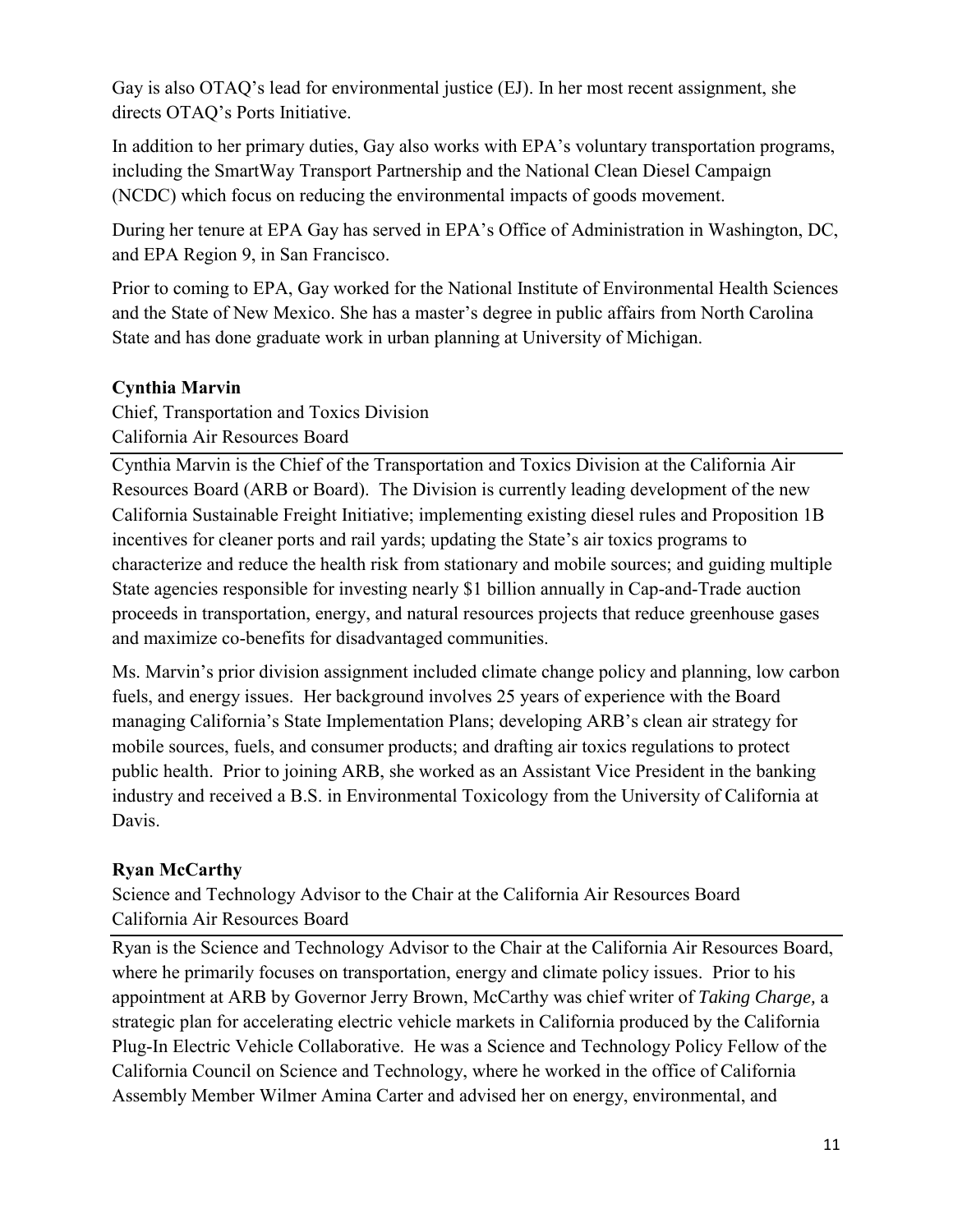Gay is also OTAQ's lead for environmental justice (EJ). In her most recent assignment, she directs OTAQ's Ports Initiative.

In addition to her primary duties, Gay also works with EPA's voluntary transportation programs, including the SmartWay Transport Partnership and the National Clean Diesel Campaign (NCDC) which focus on reducing the environmental impacts of goods movement.

During her tenure at EPA Gay has served in EPA's Office of Administration in Washington, DC, and EPA Region 9, in San Francisco.

Prior to coming to EPA, Gay worked for the National Institute of Environmental Health Sciences and the State of New Mexico. She has a master's degree in public affairs from North Carolina State and has done graduate work in urban planning at University of Michigan.

**Cynthia Marvin**

Chief, Transportation and Toxics Division
California Air Resources Board

Cynthia Marvin is the Chief of the Transportation and Toxics Division at the California Air Resources Board (ARB or Board). The Division is currently leading development of the new California Sustainable Freight Initiative; implementing existing diesel rules and Proposition 1B incentives for cleaner ports and rail yards; updating the State's air toxics programs to characterize and reduce the health risk from stationary and mobile sources; and guiding multiple State agencies responsible for investing nearly $1 billion annually in Cap-and-Trade auction proceeds in transportation, energy, and natural resources projects that reduce greenhouse gases and maximize co-benefits for disadvantaged communities.

Ms. Marvin's prior division assignment included climate change policy and planning, low carbon fuels, and energy issues. Her background involves 25 years of experience with the Board managing California's State Implementation Plans; developing ARB's clean air strategy for mobile sources, fuels, and consumer products; and drafting air toxics regulations to protect public health. Prior to joining ARB, she worked as an Assistant Vice President in the banking industry and received a B.S. in Environmental Toxicology from the University of California at Davis.

**Ryan McCarthy**

Science and Technology Advisor to the Chair at the California Air Resources Board
California Air Resources Board

Ryan is the Science and Technology Advisor to the Chair at the California Air Resources Board, where he primarily focuses on transportation, energy and climate policy issues. Prior to his appointment at ARB by Governor Jerry Brown, McCarthy was chief writer of *Taking Charge,* a strategic plan for accelerating electric vehicle markets in California produced by the California Plug-In Electric Vehicle Collaborative. He was a Science and Technology Policy Fellow of the California Council on Science and Technology, where he worked in the office of California Assembly Member Wilmer Amina Carter and advised her on energy, environmental, and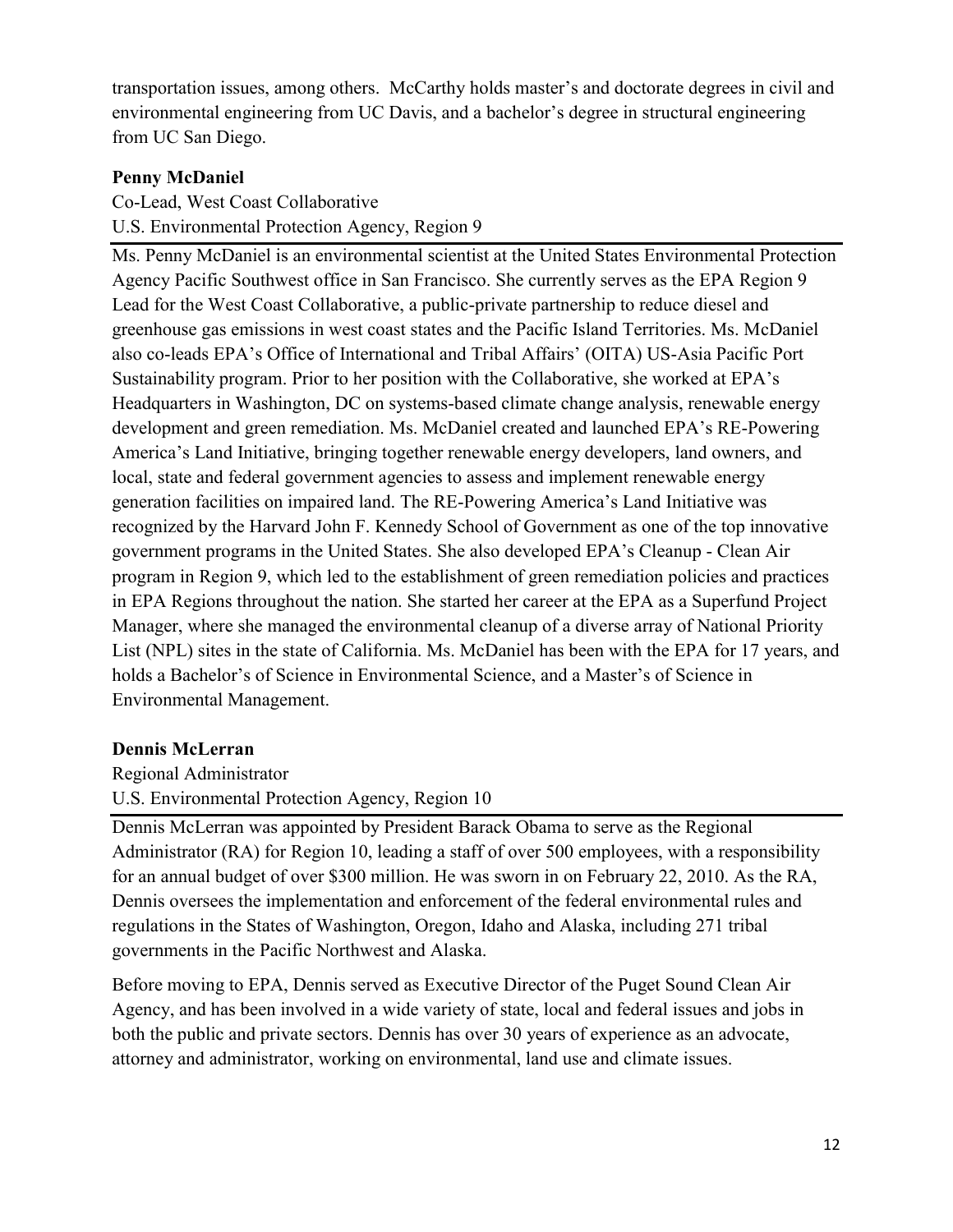transportation issues, among others. McCarthy holds master's and doctorate degrees in civil and environmental engineering from UC Davis, and a bachelor's degree in structural engineering from UC San Diego.

**Penny McDaniel**

Co-Lead, West Coast Collaborative
U.S. Environmental Protection Agency, Region 9

Ms. Penny McDaniel is an environmental scientist at the United States Environmental Protection Agency Pacific Southwest office in San Francisco. She currently serves as the EPA Region 9 Lead for the West Coast Collaborative, a public-private partnership to reduce diesel and greenhouse gas emissions in west coast states and the Pacific Island Territories. Ms. McDaniel also co-leads EPA's Office of International and Tribal Affairs' (OITA) US-Asia Pacific Port Sustainability program. Prior to her position with the Collaborative, she worked at EPA's Headquarters in Washington, DC on systems-based climate change analysis, renewable energy development and green remediation. Ms. McDaniel created and launched EPA's RE-Powering America's Land Initiative, bringing together renewable energy developers, land owners, and local, state and federal government agencies to assess and implement renewable energy generation facilities on impaired land. The RE-Powering America's Land Initiative was recognized by the Harvard John F. Kennedy School of Government as one of the top innovative government programs in the United States. She also developed EPA's Cleanup - Clean Air program in Region 9, which led to the establishment of green remediation policies and practices in EPA Regions throughout the nation. She started her career at the EPA as a Superfund Project Manager, where she managed the environmental cleanup of a diverse array of National Priority List (NPL) sites in the state of California. Ms. McDaniel has been with the EPA for 17 years, and holds a Bachelor's of Science in Environmental Science, and a Master's of Science in Environmental Management.

**Dennis McLerran**

Regional Administrator
U.S. Environmental Protection Agency, Region 10

Dennis McLerran was appointed by President Barack Obama to serve as the Regional Administrator (RA) for Region 10, leading a staff of over 500 employees, with a responsibility for an annual budget of over $300 million. He was sworn in on February 22, 2010. As the RA, Dennis oversees the implementation and enforcement of the federal environmental rules and regulations in the States of Washington, Oregon, Idaho and Alaska, including 271 tribal governments in the Pacific Northwest and Alaska.

Before moving to EPA, Dennis served as Executive Director of the Puget Sound Clean Air Agency, and has been involved in a wide variety of state, local and federal issues and jobs in both the public and private sectors. Dennis has over 30 years of experience as an advocate, attorney and administrator, working on environmental, land use and climate issues.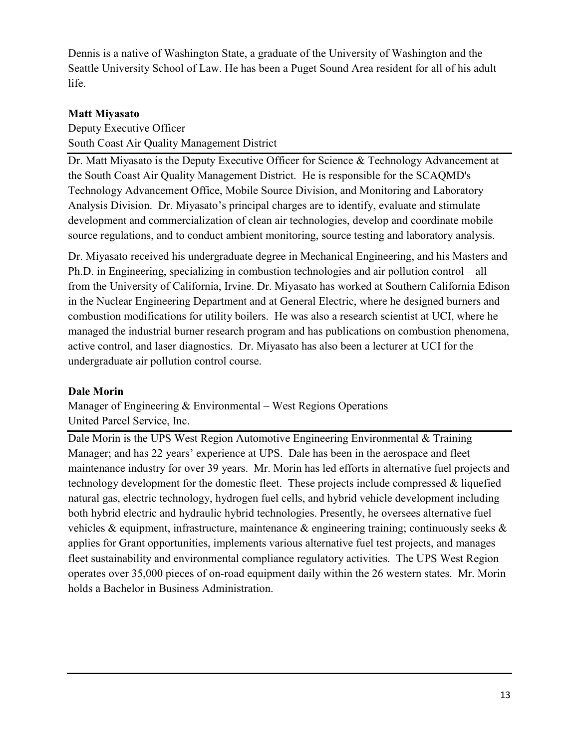Dennis is a native of Washington State, a graduate of the University of Washington and the Seattle University School of Law. He has been a Puget Sound Area resident for all of his adult life.

**Matt Miyasato**
Deputy Executive Officer
South Coast Air Quality Management District

---

Dr. Matt Miyasato is the Deputy Executive Officer for Science & Technology Advancement at the South Coast Air Quality Management District. He is responsible for the SCAQMD's Technology Advancement Office, Mobile Source Division, and Monitoring and Laboratory Analysis Division. Dr. Miyasato's principal charges are to identify, evaluate and stimulate development and commercialization of clean air technologies, develop and coordinate mobile source regulations, and to conduct ambient monitoring, source testing and laboratory analysis.

Dr. Miyasato received his undergraduate degree in Mechanical Engineering, and his Masters and Ph.D. in Engineering, specializing in combustion technologies and air pollution control – all from the University of California, Irvine. Dr. Miyasato has worked at Southern California Edison in the Nuclear Engineering Department and at General Electric, where he designed burners and combustion modifications for utility boilers. He was also a research scientist at UCI, where he managed the industrial burner research program and has publications on combustion phenomena, active control, and laser diagnostics. Dr. Miyasato has also been a lecturer at UCI for the undergraduate air pollution control course.

**Dale Morin**
Manager of Engineering & Environmental – West Regions Operations
United Parcel Service, Inc.

---

Dale Morin is the UPS West Region Automotive Engineering Environmental & Training Manager; and has 22 years' experience at UPS. Dale has been in the aerospace and fleet maintenance industry for over 39 years. Mr. Morin has led efforts in alternative fuel projects and technology development for the domestic fleet. These projects include compressed & liquefied natural gas, electric technology, hydrogen fuel cells, and hybrid vehicle development including both hybrid electric and hydraulic hybrid technologies. Presently, he oversees alternative fuel vehicles & equipment, infrastructure, maintenance & engineering training; continuously seeks & applies for Grant opportunities, implements various alternative fuel test projects, and manages fleet sustainability and environmental compliance regulatory activities. The UPS West Region operates over 35,000 pieces of on-road equipment daily within the 26 western states. Mr. Morin holds a Bachelor in Business Administration.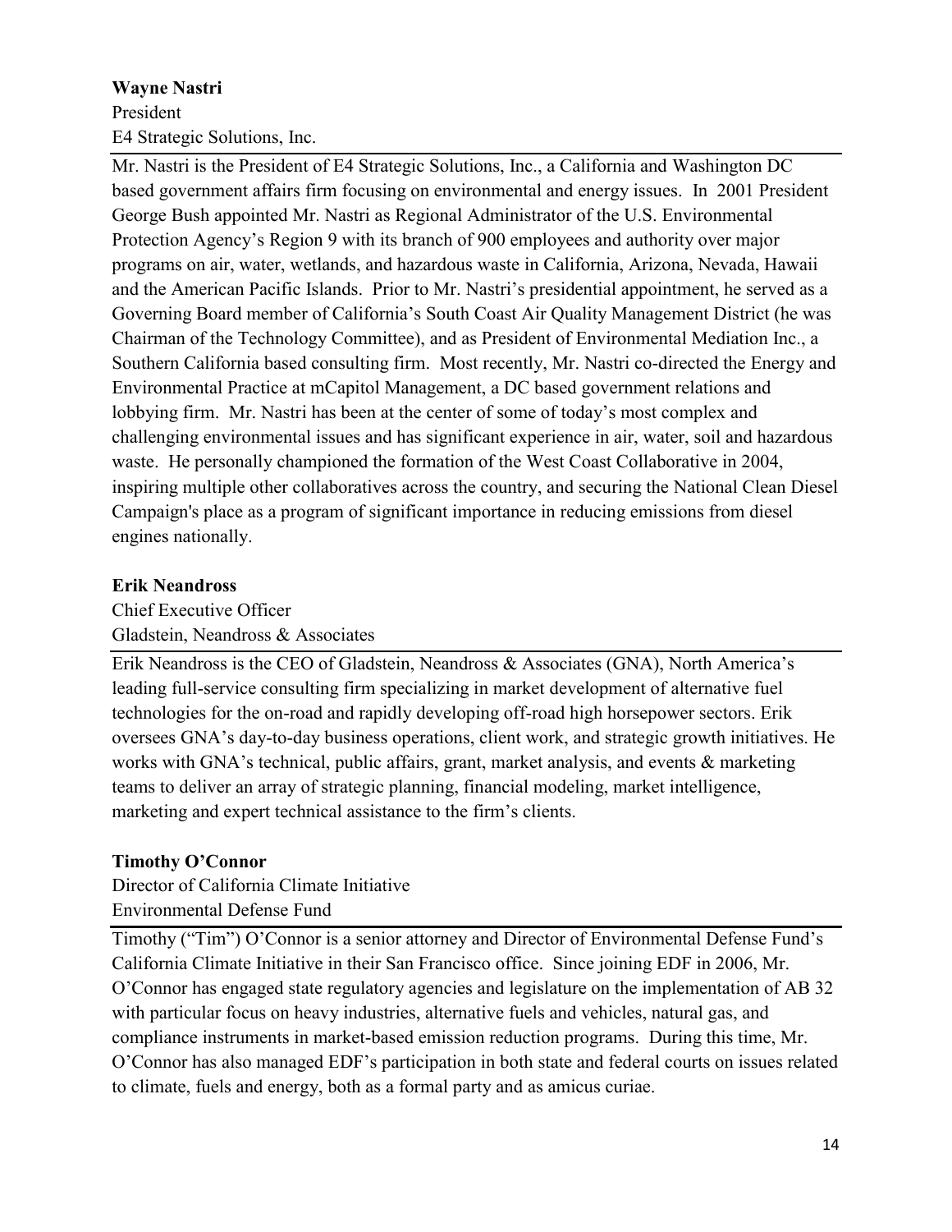**Wayne Nastri**

President

E4 Strategic Solutions, Inc.

Mr. Nastri is the President of E4 Strategic Solutions, Inc., a California and Washington DC based government affairs firm focusing on environmental and energy issues. In 2001 President George Bush appointed Mr. Nastri as Regional Administrator of the U.S. Environmental Protection Agency's Region 9 with its branch of 900 employees and authority over major programs on air, water, wetlands, and hazardous waste in California, Arizona, Nevada, Hawaii and the American Pacific Islands. Prior to Mr. Nastri's presidential appointment, he served as a Governing Board member of California's South Coast Air Quality Management District (he was Chairman of the Technology Committee), and as President of Environmental Mediation Inc., a Southern California based consulting firm. Most recently, Mr. Nastri co-directed the Energy and Environmental Practice at mCapitol Management, a DC based government relations and lobbying firm. Mr. Nastri has been at the center of some of today's most complex and challenging environmental issues and has significant experience in air, water, soil and hazardous waste. He personally championed the formation of the West Coast Collaborative in 2004, inspiring multiple other collaboratives across the country, and securing the National Clean Diesel Campaign's place as a program of significant importance in reducing emissions from diesel engines nationally.

**Erik Neandross**

Chief Executive Officer

Gladstein, Neandross & Associates

Erik Neandross is the CEO of Gladstein, Neandross & Associates (GNA), North America's leading full-service consulting firm specializing in market development of alternative fuel technologies for the on-road and rapidly developing off-road high horsepower sectors. Erik oversees GNA's day-to-day business operations, client work, and strategic growth initiatives. He works with GNA's technical, public affairs, grant, market analysis, and events & marketing teams to deliver an array of strategic planning, financial modeling, market intelligence, marketing and expert technical assistance to the firm's clients.

**Timothy O'Connor**

Director of California Climate Initiative

Environmental Defense Fund

Timothy ("Tim") O'Connor is a senior attorney and Director of Environmental Defense Fund's California Climate Initiative in their San Francisco office. Since joining EDF in 2006, Mr. O'Connor has engaged state regulatory agencies and legislature on the implementation of AB 32 with particular focus on heavy industries, alternative fuels and vehicles, natural gas, and compliance instruments in market-based emission reduction programs. During this time, Mr. O'Connor has also managed EDF's participation in both state and federal courts on issues related to climate, fuels and energy, both as a formal party and as amicus curiae.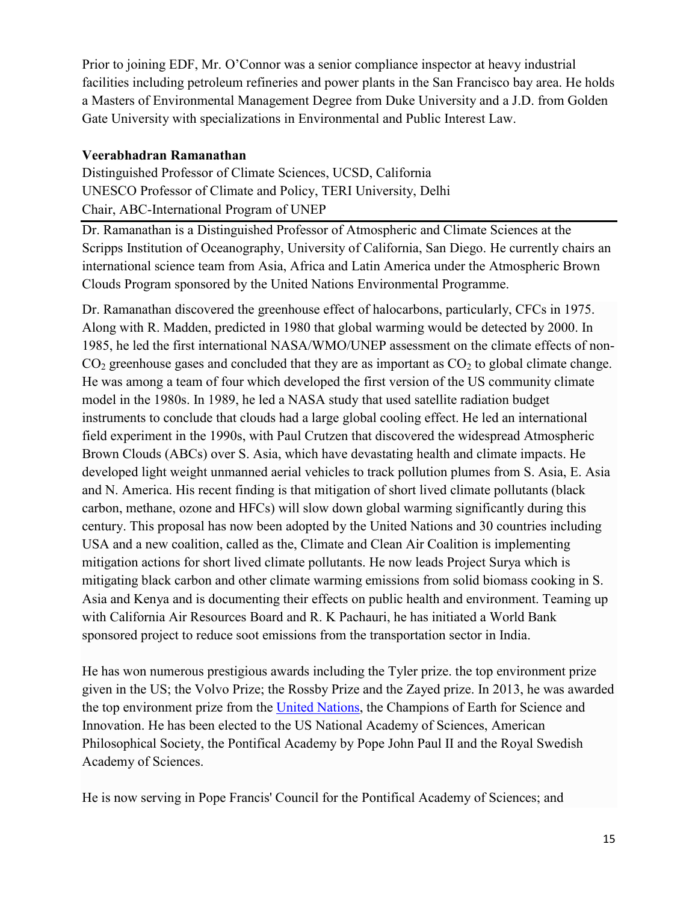Prior to joining EDF, Mr. O'Connor was a senior compliance inspector at heavy industrial facilities including petroleum refineries and power plants in the San Francisco bay area. He holds a Masters of Environmental Management Degree from Duke University and a J.D. from Golden Gate University with specializations in Environmental and Public Interest Law.

**Veerabhadran Ramanathan**

Distinguished Professor of Climate Sciences, UCSD, California
UNESCO Professor of Climate and Policy, TERI University, Delhi
Chair, ABC-International Program of UNEP

Dr. Ramanathan is a Distinguished Professor of Atmospheric and Climate Sciences at the Scripps Institution of Oceanography, University of California, San Diego. He currently chairs an international science team from Asia, Africa and Latin America under the Atmospheric Brown Clouds Program sponsored by the United Nations Environmental Programme.

Dr. Ramanathan discovered the greenhouse effect of halocarbons, particularly, CFCs in 1975. Along with R. Madden, predicted in 1980 that global warming would be detected by 2000. In 1985, he led the first international NASA/WMO/UNEP assessment on the climate effects of non-$CO_2$ greenhouse gases and concluded that they are as important as $CO_2$ to global climate change. He was among a team of four which developed the first version of the US community climate model in the 1980s. In 1989, he led a NASA study that used satellite radiation budget instruments to conclude that clouds had a large global cooling effect. He led an international field experiment in the 1990s, with Paul Crutzen that discovered the widespread Atmospheric Brown Clouds (ABCs) over S. Asia, which have devastating health and climate impacts. He developed light weight unmanned aerial vehicles to track pollution plumes from S. Asia, E. Asia and N. America. His recent finding is that mitigation of short lived climate pollutants (black carbon, methane, ozone and HFCs) will slow down global warming significantly during this century. This proposal has now been adopted by the United Nations and 30 countries including USA and a new coalition, called as the, Climate and Clean Air Coalition is implementing mitigation actions for short lived climate pollutants. He now leads Project Surya which is mitigating black carbon and other climate warming emissions from solid biomass cooking in S. Asia and Kenya and is documenting their effects on public health and environment. Teaming up with California Air Resources Board and R. K Pachauri, he has initiated a World Bank sponsored project to reduce soot emissions from the transportation sector in India.

He has won numerous prestigious awards including the Tyler prize. the top environment prize given in the US; the Volvo Prize; the Rossby Prize and the Zayed prize. In 2013, he was awarded the top environment prize from the United Nations, the Champions of Earth for Science and Innovation. He has been elected to the US National Academy of Sciences, American Philosophical Society, the Pontifical Academy by Pope John Paul II and the Royal Swedish Academy of Sciences.

He is now serving in Pope Francis' Council for the Pontifical Academy of Sciences; and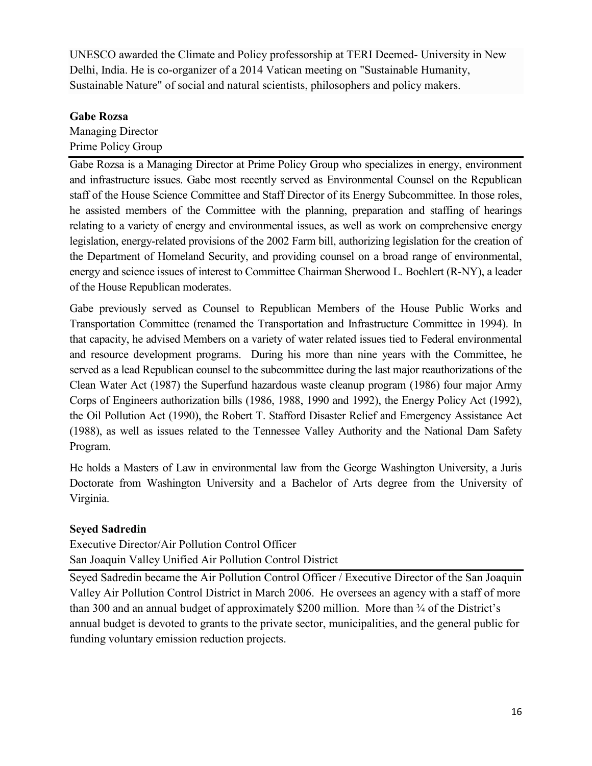UNESCO awarded the Climate and Policy professorship at TERI Deemed- University in New Delhi, India. He is co-organizer of a 2014 Vatican meeting on "Sustainable Humanity, Sustainable Nature" of social and natural scientists, philosophers and policy makers.

**Gabe Rozsa**
Managing Director
Prime Policy Group

Gabe Rozsa is a Managing Director at Prime Policy Group who specializes in energy, environment and infrastructure issues. Gabe most recently served as Environmental Counsel on the Republican staff of the House Science Committee and Staff Director of its Energy Subcommittee. In those roles, he assisted members of the Committee with the planning, preparation and staffing of hearings relating to a variety of energy and environmental issues, as well as work on comprehensive energy legislation, energy-related provisions of the 2002 Farm bill, authorizing legislation for the creation of the Department of Homeland Security, and providing counsel on a broad range of environmental, energy and science issues of interest to Committee Chairman Sherwood L. Boehlert (R-NY), a leader of the House Republican moderates.

Gabe previously served as Counsel to Republican Members of the House Public Works and Transportation Committee (renamed the Transportation and Infrastructure Committee in 1994). In that capacity, he advised Members on a variety of water related issues tied to Federal environmental and resource development programs. During his more than nine years with the Committee, he served as a lead Republican counsel to the subcommittee during the last major reauthorizations of the Clean Water Act (1987) the Superfund hazardous waste cleanup program (1986) four major Army Corps of Engineers authorization bills (1986, 1988, 1990 and 1992), the Energy Policy Act (1992), the Oil Pollution Act (1990), the Robert T. Stafford Disaster Relief and Emergency Assistance Act (1988), as well as issues related to the Tennessee Valley Authority and the National Dam Safety Program.

He holds a Masters of Law in environmental law from the George Washington University, a Juris Doctorate from Washington University and a Bachelor of Arts degree from the University of Virginia.

**Seyed Sadredin**
Executive Director/Air Pollution Control Officer
San Joaquin Valley Unified Air Pollution Control District

Seyed Sadredin became the Air Pollution Control Officer / Executive Director of the San Joaquin Valley Air Pollution Control District in March 2006. He oversees an agency with a staff of more than 300 and an annual budget of approximately $200 million. More than ¾ of the District's annual budget is devoted to grants to the private sector, municipalities, and the general public for funding voluntary emission reduction projects.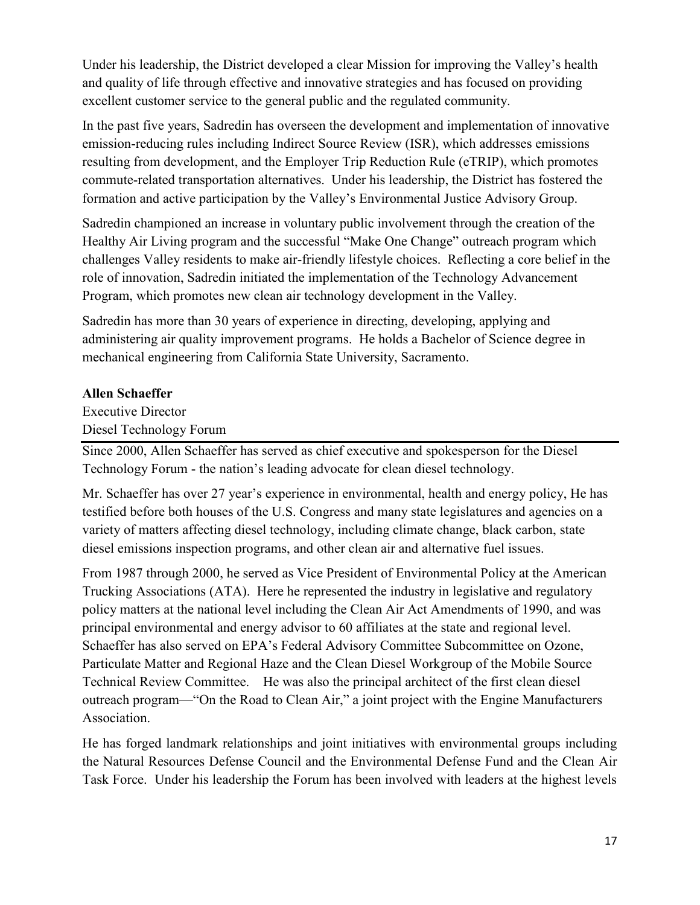Under his leadership, the District developed a clear Mission for improving the Valley's health and quality of life through effective and innovative strategies and has focused on providing excellent customer service to the general public and the regulated community.

In the past five years, Sadredin has overseen the development and implementation of innovative emission-reducing rules including Indirect Source Review (ISR), which addresses emissions resulting from development, and the Employer Trip Reduction Rule (eTRIP), which promotes commute-related transportation alternatives. Under his leadership, the District has fostered the formation and active participation by the Valley's Environmental Justice Advisory Group.

Sadredin championed an increase in voluntary public involvement through the creation of the Healthy Air Living program and the successful "Make One Change" outreach program which challenges Valley residents to make air-friendly lifestyle choices. Reflecting a core belief in the role of innovation, Sadredin initiated the implementation of the Technology Advancement Program, which promotes new clean air technology development in the Valley.

Sadredin has more than 30 years of experience in directing, developing, applying and administering air quality improvement programs. He holds a Bachelor of Science degree in mechanical engineering from California State University, Sacramento.

**Allen Schaeffer**
Executive Director
Diesel Technology Forum

Since 2000, Allen Schaeffer has served as chief executive and spokesperson for the Diesel Technology Forum - the nation's leading advocate for clean diesel technology.

Mr. Schaeffer has over 27 year's experience in environmental, health and energy policy, He has testified before both houses of the U.S. Congress and many state legislatures and agencies on a variety of matters affecting diesel technology, including climate change, black carbon, state diesel emissions inspection programs, and other clean air and alternative fuel issues.

From 1987 through 2000, he served as Vice President of Environmental Policy at the American Trucking Associations (ATA). Here he represented the industry in legislative and regulatory policy matters at the national level including the Clean Air Act Amendments of 1990, and was principal environmental and energy advisor to 60 affiliates at the state and regional level. Schaeffer has also served on EPA's Federal Advisory Committee Subcommittee on Ozone, Particulate Matter and Regional Haze and the Clean Diesel Workgroup of the Mobile Source Technical Review Committee. He was also the principal architect of the first clean diesel outreach program—"On the Road to Clean Air," a joint project with the Engine Manufacturers Association.

He has forged landmark relationships and joint initiatives with environmental groups including the Natural Resources Defense Council and the Environmental Defense Fund and the Clean Air Task Force. Under his leadership the Forum has been involved with leaders at the highest levels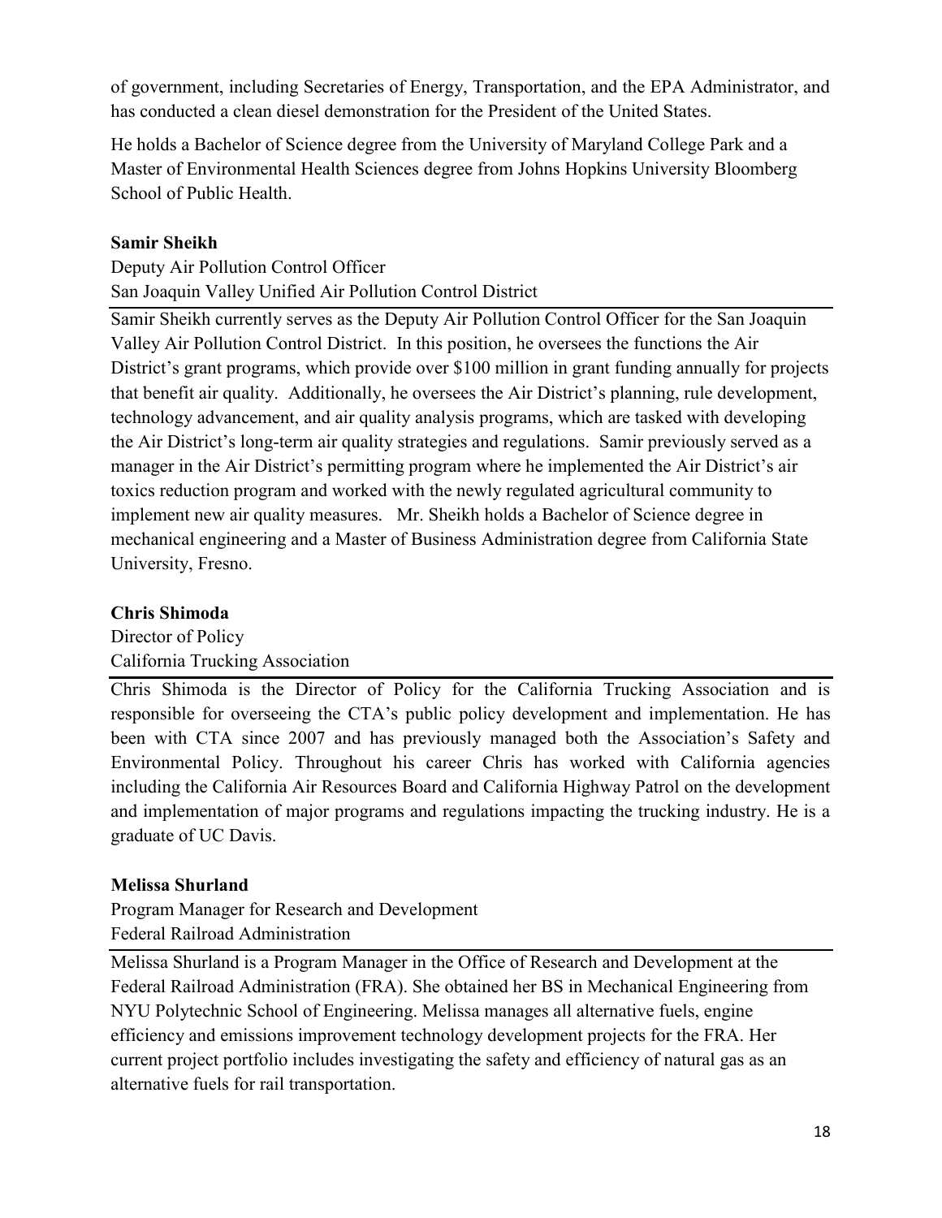of government, including Secretaries of Energy, Transportation, and the EPA Administrator, and has conducted a clean diesel demonstration for the President of the United States.

He holds a Bachelor of Science degree from the University of Maryland College Park and a Master of Environmental Health Sciences degree from Johns Hopkins University Bloomberg School of Public Health.

**Samir Sheikh**

Deputy Air Pollution Control Officer
San Joaquin Valley Unified Air Pollution Control District

---

Samir Sheikh currently serves as the Deputy Air Pollution Control Officer for the San Joaquin Valley Air Pollution Control District. In this position, he oversees the functions the Air District's grant programs, which provide over $100 million in grant funding annually for projects that benefit air quality. Additionally, he oversees the Air District's planning, rule development, technology advancement, and air quality analysis programs, which are tasked with developing the Air District's long-term air quality strategies and regulations. Samir previously served as a manager in the Air District's permitting program where he implemented the Air District's air toxics reduction program and worked with the newly regulated agricultural community to implement new air quality measures. Mr. Sheikh holds a Bachelor of Science degree in mechanical engineering and a Master of Business Administration degree from California State University, Fresno.

**Chris Shimoda**

Director of Policy
California Trucking Association

---

Chris Shimoda is the Director of Policy for the California Trucking Association and is responsible for overseeing the CTA's public policy development and implementation. He has been with CTA since 2007 and has previously managed both the Association's Safety and Environmental Policy. Throughout his career Chris has worked with California agencies including the California Air Resources Board and California Highway Patrol on the development and implementation of major programs and regulations impacting the trucking industry. He is a graduate of UC Davis.

**Melissa Shurland**

Program Manager for Research and Development
Federal Railroad Administration

---

Melissa Shurland is a Program Manager in the Office of Research and Development at the Federal Railroad Administration (FRA). She obtained her BS in Mechanical Engineering from NYU Polytechnic School of Engineering. Melissa manages all alternative fuels, engine efficiency and emissions improvement technology development projects for the FRA. Her current project portfolio includes investigating the safety and efficiency of natural gas as an alternative fuels for rail transportation.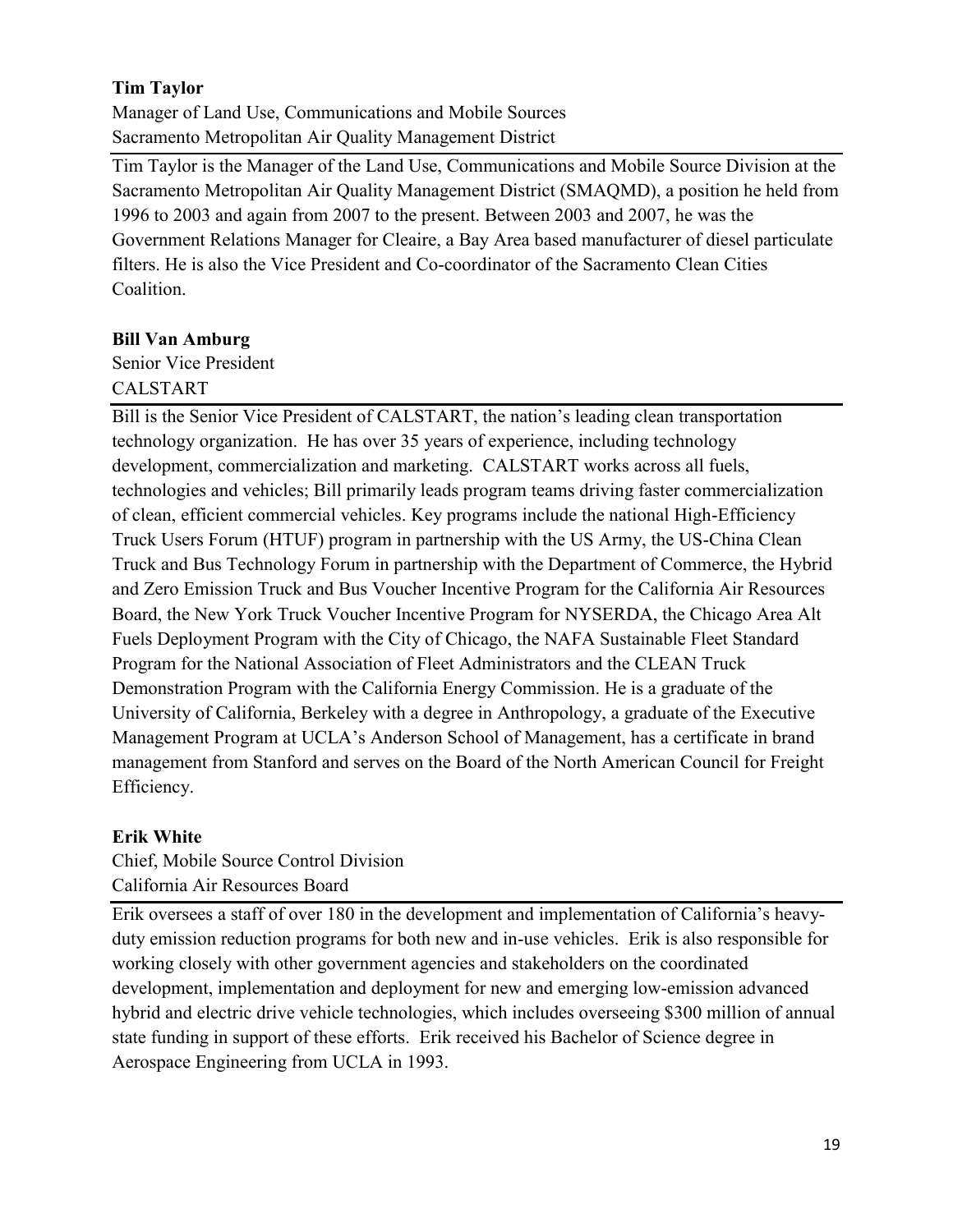**Tim Taylor**

Manager of Land Use, Communications and Mobile Sources
Sacramento Metropolitan Air Quality Management District

Tim Taylor is the Manager of the Land Use, Communications and Mobile Source Division at the Sacramento Metropolitan Air Quality Management District (SMAQMD), a position he held from 1996 to 2003 and again from 2007 to the present. Between 2003 and 2007, he was the Government Relations Manager for Cleaire, a Bay Area based manufacturer of diesel particulate filters. He is also the Vice President and Co-coordinator of the Sacramento Clean Cities Coalition.

**Bill Van Amburg**

Senior Vice President
CALSTART

Bill is the Senior Vice President of CALSTART, the nation's leading clean transportation technology organization. He has over 35 years of experience, including technology development, commercialization and marketing. CALSTART works across all fuels, technologies and vehicles; Bill primarily leads program teams driving faster commercialization of clean, efficient commercial vehicles. Key programs include the national High-Efficiency Truck Users Forum (HTUF) program in partnership with the US Army, the US-China Clean Truck and Bus Technology Forum in partnership with the Department of Commerce, the Hybrid and Zero Emission Truck and Bus Voucher Incentive Program for the California Air Resources Board, the New York Truck Voucher Incentive Program for NYSERDA, the Chicago Area Alt Fuels Deployment Program with the City of Chicago, the NAFA Sustainable Fleet Standard Program for the National Association of Fleet Administrators and the CLEAN Truck Demonstration Program with the California Energy Commission. He is a graduate of the University of California, Berkeley with a degree in Anthropology, a graduate of the Executive Management Program at UCLA's Anderson School of Management, has a certificate in brand management from Stanford and serves on the Board of the North American Council for Freight Efficiency.

**Erik White**

Chief, Mobile Source Control Division
California Air Resources Board

Erik oversees a staff of over 180 in the development and implementation of California's heavy-duty emission reduction programs for both new and in-use vehicles. Erik is also responsible for working closely with other government agencies and stakeholders on the coordinated development, implementation and deployment for new and emerging low-emission advanced hybrid and electric drive vehicle technologies, which includes overseeing $300 million of annual state funding in support of these efforts. Erik received his Bachelor of Science degree in Aerospace Engineering from UCLA in 1993.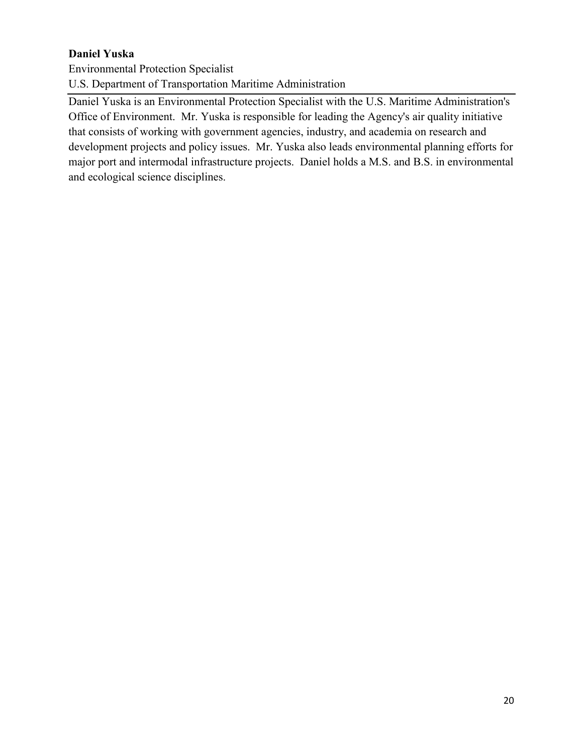**Daniel Yuska**

Environmental Protection Specialist

U.S. Department of Transportation Maritime Administration

---

Daniel Yuska is an Environmental Protection Specialist with the U.S. Maritime Administration's Office of Environment. Mr. Yuska is responsible for leading the Agency's air quality initiative that consists of working with government agencies, industry, and academia on research and development projects and policy issues. Mr. Yuska also leads environmental planning efforts for major port and intermodal infrastructure projects. Daniel holds a M.S. and B.S. in environmental and ecological science disciplines.